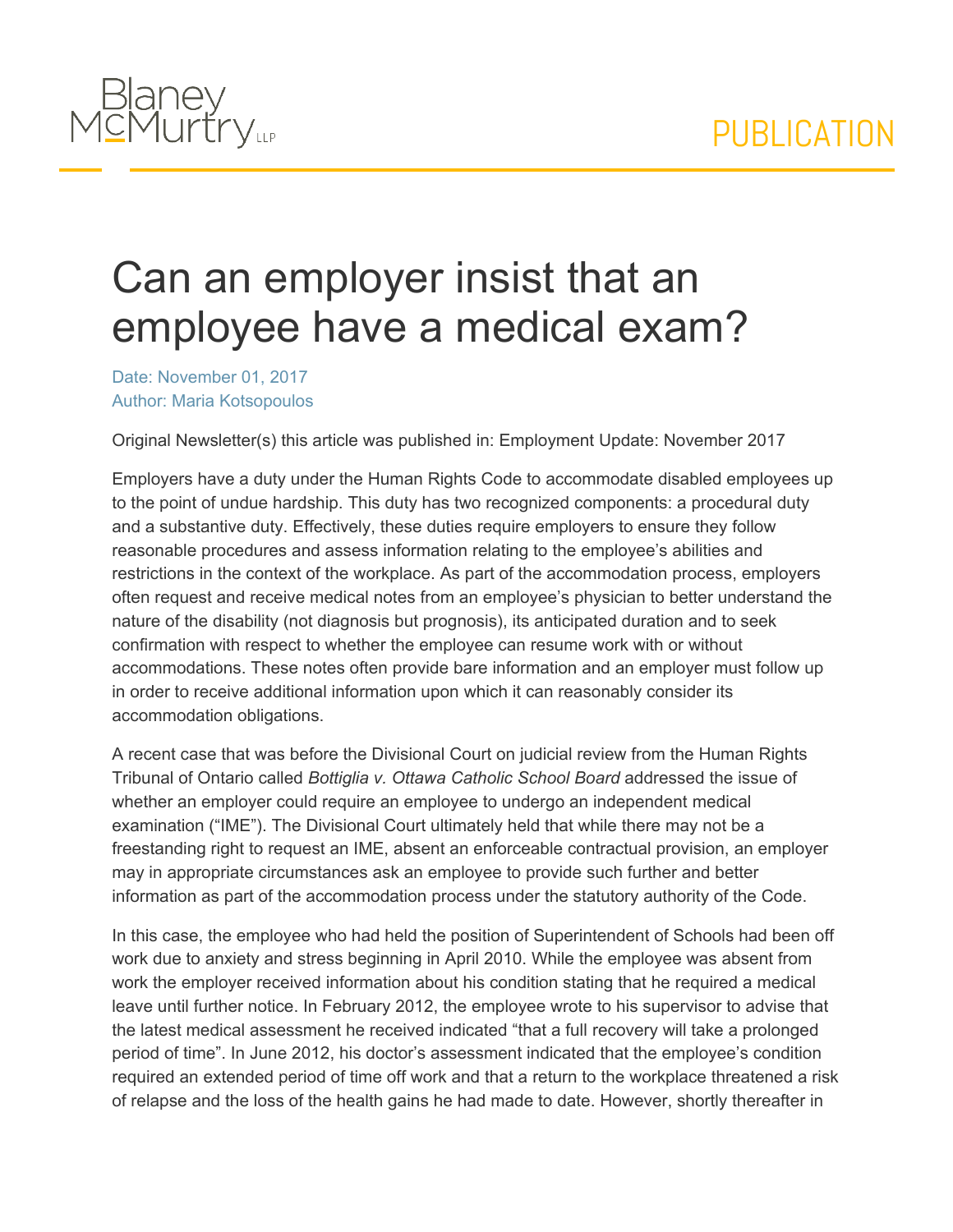# Can an employer insist that an employee have a medical exam?

Date: November 01, 2017
Author: Maria Kotsopoulos

Original Newsletter(s) this article was published in: Employment Update: November 2017

Employers have a duty under the Human Rights Code to accommodate disabled employees up to the point of undue hardship. This duty has two recognized components: a procedural duty and a substantive duty. Effectively, these duties require employers to ensure they follow reasonable procedures and assess information relating to the employee's abilities and restrictions in the context of the workplace. As part of the accommodation process, employers often request and receive medical notes from an employee's physician to better understand the nature of the disability (not diagnosis but prognosis), its anticipated duration and to seek confirmation with respect to whether the employee can resume work with or without accommodations. These notes often provide bare information and an employer must follow up in order to receive additional information upon which it can reasonably consider its accommodation obligations.

A recent case that was before the Divisional Court on judicial review from the Human Rights Tribunal of Ontario called *Bottiglia v. Ottawa Catholic School Board* addressed the issue of whether an employer could require an employee to undergo an independent medical examination ("IME"). The Divisional Court ultimately held that while there may not be a freestanding right to request an IME, absent an enforceable contractual provision, an employer may in appropriate circumstances ask an employee to provide such further and better information as part of the accommodation process under the statutory authority of the Code.

In this case, the employee who had held the position of Superintendent of Schools had been off work due to anxiety and stress beginning in April 2010. While the employee was absent from work the employer received information about his condition stating that he required a medical leave until further notice. In February 2012, the employee wrote to his supervisor to advise that the latest medical assessment he received indicated "that a full recovery will take a prolonged period of time". In June 2012, his doctor's assessment indicated that the employee's condition required an extended period of time off work and that a return to the workplace threatened a risk of relapse and the loss of the health gains he had made to date. However, shortly thereafter in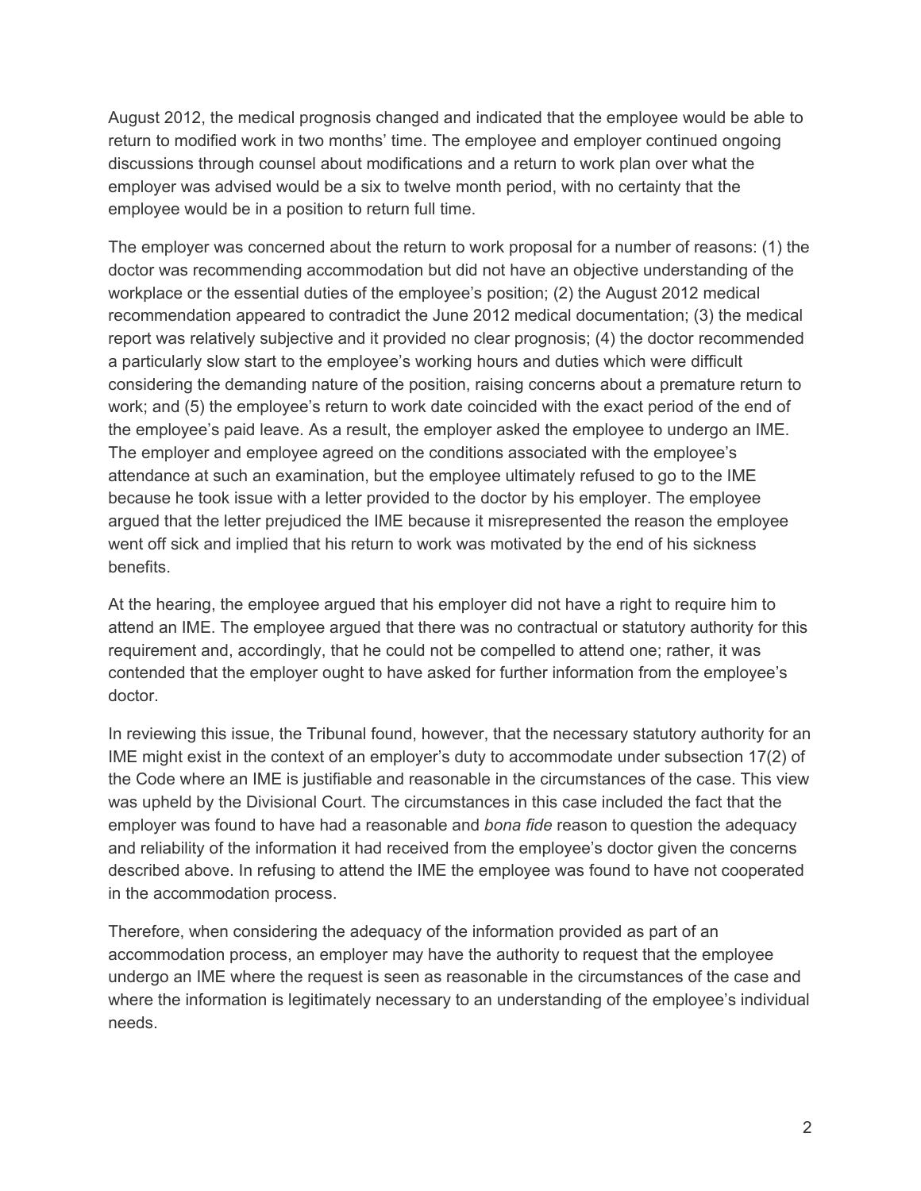August 2012, the medical prognosis changed and indicated that the employee would be able to return to modified work in two months' time. The employee and employer continued ongoing discussions through counsel about modifications and a return to work plan over what the employer was advised would be a six to twelve month period, with no certainty that the employee would be in a position to return full time.

The employer was concerned about the return to work proposal for a number of reasons: (1) the doctor was recommending accommodation but did not have an objective understanding of the workplace or the essential duties of the employee's position; (2) the August 2012 medical recommendation appeared to contradict the June 2012 medical documentation; (3) the medical report was relatively subjective and it provided no clear prognosis; (4) the doctor recommended a particularly slow start to the employee's working hours and duties which were difficult considering the demanding nature of the position, raising concerns about a premature return to work; and (5) the employee's return to work date coincided with the exact period of the end of the employee's paid leave. As a result, the employer asked the employee to undergo an IME. The employer and employee agreed on the conditions associated with the employee's attendance at such an examination, but the employee ultimately refused to go to the IME because he took issue with a letter provided to the doctor by his employer. The employee argued that the letter prejudiced the IME because it misrepresented the reason the employee went off sick and implied that his return to work was motivated by the end of his sickness benefits.

At the hearing, the employee argued that his employer did not have a right to require him to attend an IME. The employee argued that there was no contractual or statutory authority for this requirement and, accordingly, that he could not be compelled to attend one; rather, it was contended that the employer ought to have asked for further information from the employee's doctor.

In reviewing this issue, the Tribunal found, however, that the necessary statutory authority for an IME might exist in the context of an employer's duty to accommodate under subsection 17(2) of the Code where an IME is justifiable and reasonable in the circumstances of the case. This view was upheld by the Divisional Court. The circumstances in this case included the fact that the employer was found to have had a reasonable and *bona fide* reason to question the adequacy and reliability of the information it had received from the employee's doctor given the concerns described above. In refusing to attend the IME the employee was found to have not cooperated in the accommodation process.

Therefore, when considering the adequacy of the information provided as part of an accommodation process, an employer may have the authority to request that the employee undergo an IME where the request is seen as reasonable in the circumstances of the case and where the information is legitimately necessary to an understanding of the employee's individual needs.